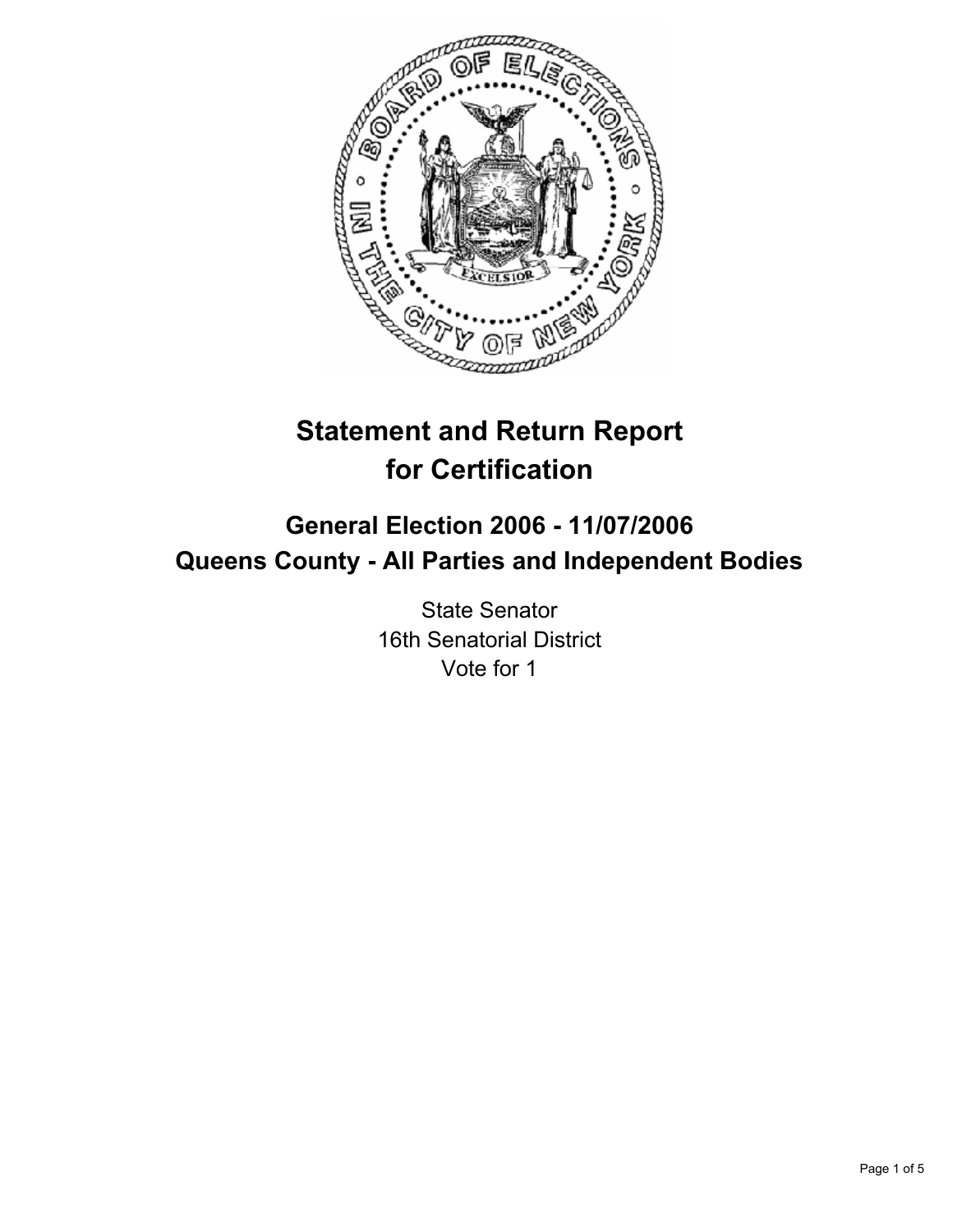# Statement and Return Report for Certification

## General Election 2006 - 11/07/2006

## Queens County - All Parties and Independent Bodies

State Senator
16th Senatorial District
Vote for 1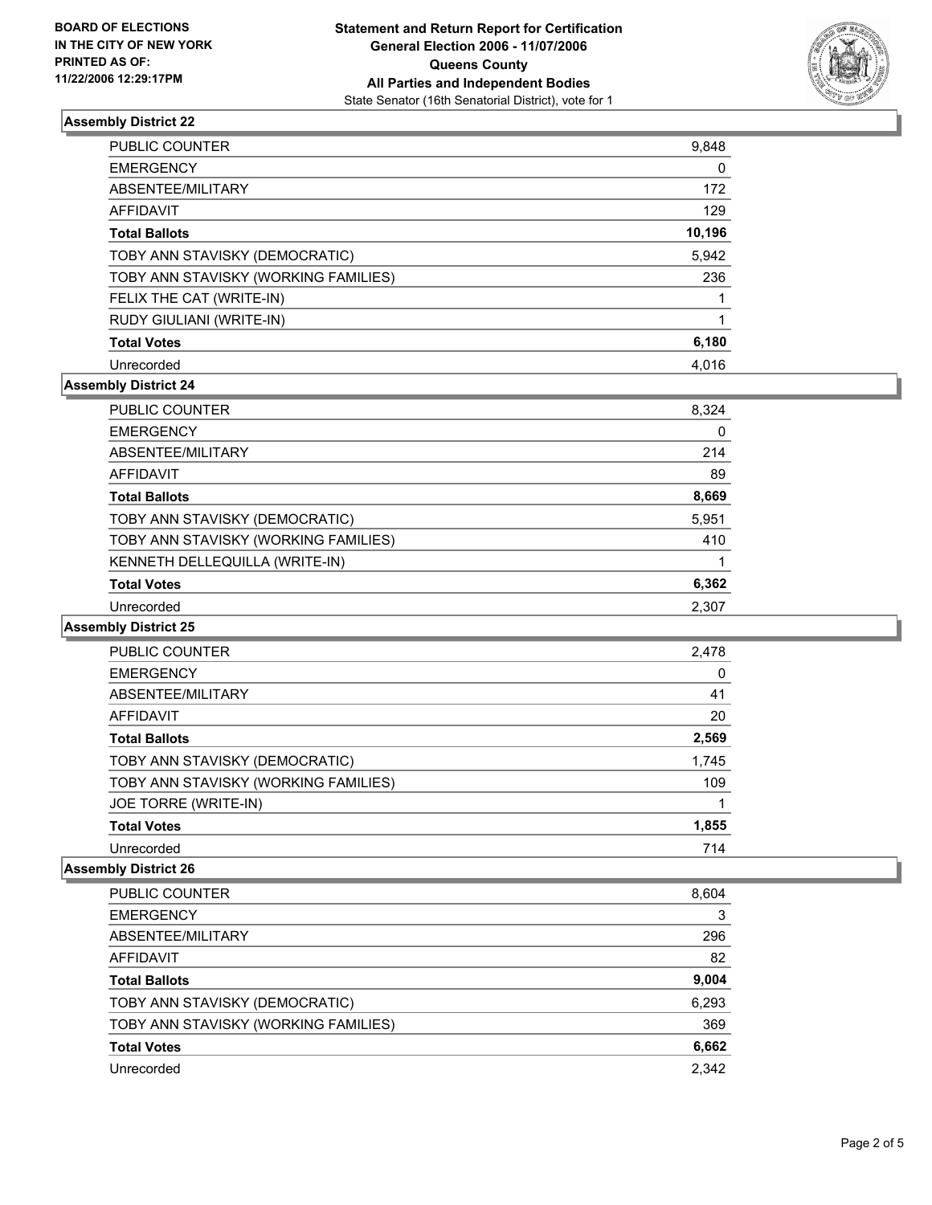**BOARD OF ELECTIONS IN THE CITY OF NEW YORK PRINTED AS OF: 11/22/2006 12:29:17PM**

# Statement and Return Report for Certification
## General Election 2006 - 11/07/2006
## Queens County
## All Parties and Independent Bodies
State Senator (16th Senatorial District), vote for 1

### Assembly District 22

| | |
|---|---|
| PUBLIC COUNTER | 9,848 |
| EMERGENCY | 0 |
| ABSENTEE/MILITARY | 172 |
| AFFIDAVIT | 129 |
| **Total Ballots** | **10,196** |
| TOBY ANN STAVISKY (DEMOCRATIC) | 5,942 |
| TOBY ANN STAVISKY (WORKING FAMILIES) | 236 |
| FELIX THE CAT (WRITE-IN) | 1 |
| RUDY GIULIANI (WRITE-IN) | 1 |
| **Total Votes** | **6,180** |
| Unrecorded | 4,016 |

### Assembly District 24

| | |
|---|---|
| PUBLIC COUNTER | 8,324 |
| EMERGENCY | 0 |
| ABSENTEE/MILITARY | 214 |
| AFFIDAVIT | 89 |
| **Total Ballots** | **8,669** |
| TOBY ANN STAVISKY (DEMOCRATIC) | 5,951 |
| TOBY ANN STAVISKY (WORKING FAMILIES) | 410 |
| KENNETH DELLEQUILLA (WRITE-IN) | 1 |
| **Total Votes** | **6,362** |
| Unrecorded | 2,307 |

### Assembly District 25

| | |
|---|---|
| PUBLIC COUNTER | 2,478 |
| EMERGENCY | 0 |
| ABSENTEE/MILITARY | 41 |
| AFFIDAVIT | 20 |
| **Total Ballots** | **2,569** |
| TOBY ANN STAVISKY (DEMOCRATIC) | 1,745 |
| TOBY ANN STAVISKY (WORKING FAMILIES) | 109 |
| JOE TORRE (WRITE-IN) | 1 |
| **Total Votes** | **1,855** |
| Unrecorded | 714 |

### Assembly District 26

| | |
|---|---|
| PUBLIC COUNTER | 8,604 |
| EMERGENCY | 3 |
| ABSENTEE/MILITARY | 296 |
| AFFIDAVIT | 82 |
| **Total Ballots** | **9,004** |
| TOBY ANN STAVISKY (DEMOCRATIC) | 6,293 |
| TOBY ANN STAVISKY (WORKING FAMILIES) | 369 |
| **Total Votes** | **6,662** |
| Unrecorded | 2,342 |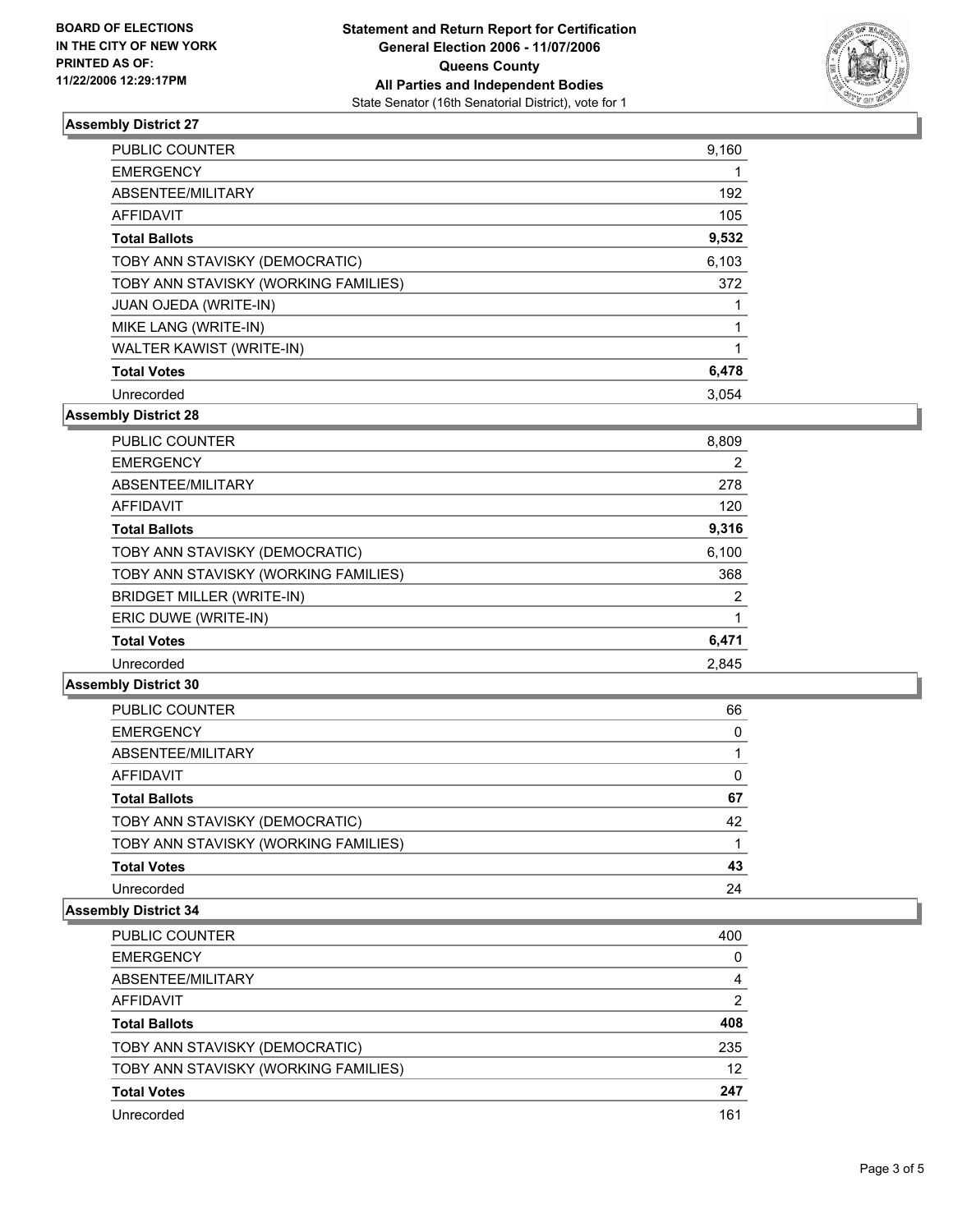**BOARD OF ELECTIONS IN THE CITY OF NEW YORK PRINTED AS OF: 11/22/2006 12:29:17PM**

**Statement and Return Report for Certification General Election 2006 - 11/07/2006 Queens County All Parties and Independent Bodies**

State Senator (16th Senatorial District), vote for 1

## Assembly District 27

| | |
|---|---|
| PUBLIC COUNTER | 9,160 |
| EMERGENCY | 1 |
| ABSENTEE/MILITARY | 192 |
| AFFIDAVIT | 105 |
| **Total Ballots** | **9,532** |
| TOBY ANN STAVISKY (DEMOCRATIC) | 6,103 |
| TOBY ANN STAVISKY (WORKING FAMILIES) | 372 |
| JUAN OJEDA (WRITE-IN) | 1 |
| MIKE LANG (WRITE-IN) | 1 |
| WALTER KAWIST (WRITE-IN) | 1 |
| **Total Votes** | **6,478** |
| Unrecorded | 3,054 |

## Assembly District 28

| | |
|---|---|
| PUBLIC COUNTER | 8,809 |
| EMERGENCY | 2 |
| ABSENTEE/MILITARY | 278 |
| AFFIDAVIT | 120 |
| **Total Ballots** | **9,316** |
| TOBY ANN STAVISKY (DEMOCRATIC) | 6,100 |
| TOBY ANN STAVISKY (WORKING FAMILIES) | 368 |
| BRIDGET MILLER (WRITE-IN) | 2 |
| ERIC DUWE (WRITE-IN) | 1 |
| **Total Votes** | **6,471** |
| Unrecorded | 2,845 |

## Assembly District 30

| | |
|---|---|
| PUBLIC COUNTER | 66 |
| EMERGENCY | 0 |
| ABSENTEE/MILITARY | 1 |
| AFFIDAVIT | 0 |
| **Total Ballots** | **67** |
| TOBY ANN STAVISKY (DEMOCRATIC) | 42 |
| TOBY ANN STAVISKY (WORKING FAMILIES) | 1 |
| **Total Votes** | **43** |
| Unrecorded | 24 |

## Assembly District 34

| | |
|---|---|
| PUBLIC COUNTER | 400 |
| EMERGENCY | 0 |
| ABSENTEE/MILITARY | 4 |
| AFFIDAVIT | 2 |
| **Total Ballots** | **408** |
| TOBY ANN STAVISKY (DEMOCRATIC) | 235 |
| TOBY ANN STAVISKY (WORKING FAMILIES) | 12 |
| **Total Votes** | **247** |
| Unrecorded | 161 |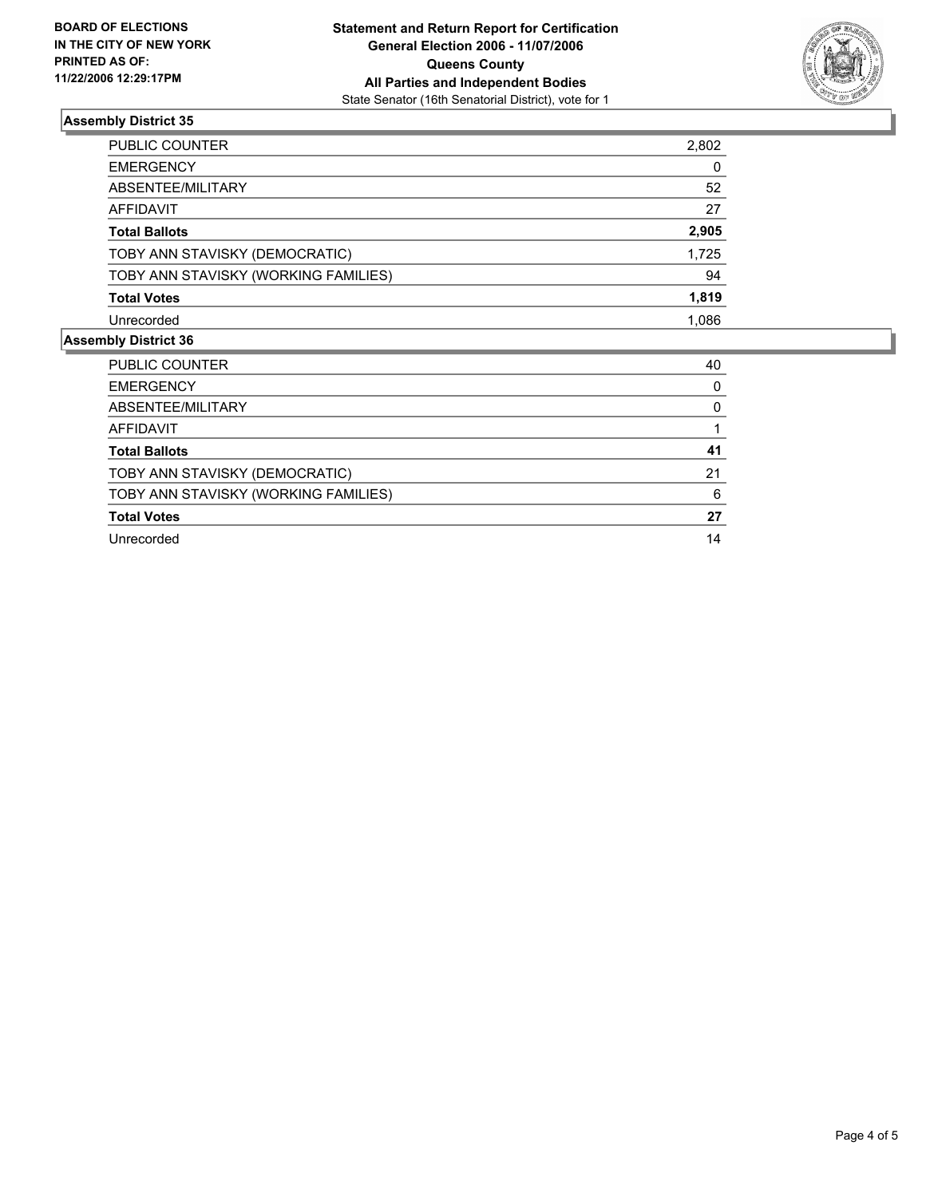**BOARD OF ELECTIONS IN THE CITY OF NEW YORK PRINTED AS OF: 11/22/2006 12:29:17PM**

**Statement and Return Report for Certification**
**General Election 2006 - 11/07/2006**
**Queens County**
**All Parties and Independent Bodies**
State Senator (16th Senatorial District), vote for 1

### Assembly District 35

| | |
|---|---|
| PUBLIC COUNTER | 2,802 |
| EMERGENCY | 0 |
| ABSENTEE/MILITARY | 52 |
| AFFIDAVIT | 27 |
| **Total Ballots** | **2,905** |
| TOBY ANN STAVISKY (DEMOCRATIC) | 1,725 |
| TOBY ANN STAVISKY (WORKING FAMILIES) | 94 |
| **Total Votes** | **1,819** |
| Unrecorded | 1,086 |

### Assembly District 36

| | |
|---|---|
| PUBLIC COUNTER | 40 |
| EMERGENCY | 0 |
| ABSENTEE/MILITARY | 0 |
| AFFIDAVIT | 1 |
| **Total Ballots** | **41** |
| TOBY ANN STAVISKY (DEMOCRATIC) | 21 |
| TOBY ANN STAVISKY (WORKING FAMILIES) | 6 |
| **Total Votes** | **27** |
| Unrecorded | 14 |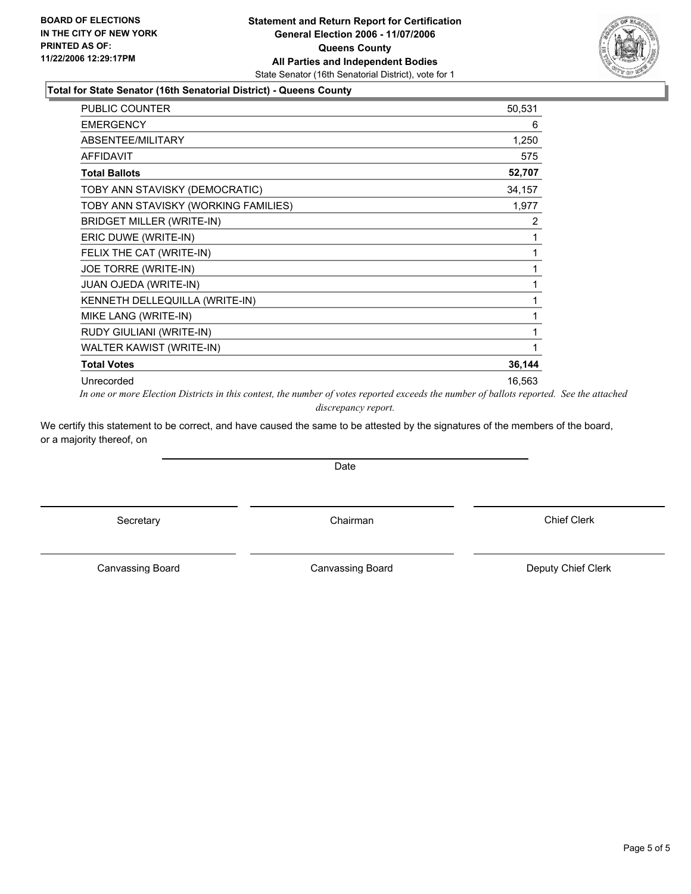**BOARD OF ELECTIONS**
**IN THE CITY OF NEW YORK**
**PRINTED AS OF:**
**11/22/2006 12:29:17PM**

**Statement and Return Report for Certification**
**General Election 2006 - 11/07/2006**
**Queens County**
**All Parties and Independent Bodies**
State Senator (16th Senatorial District), vote for 1

**Total for State Senator (16th Senatorial District) - Queens County**

| | |
|---|---|
| PUBLIC COUNTER | 50,531 |
| EMERGENCY | 6 |
| ABSENTEE/MILITARY | 1,250 |
| AFFIDAVIT | 575 |
| **Total Ballots** | **52,707** |
| TOBY ANN STAVISKY (DEMOCRATIC) | 34,157 |
| TOBY ANN STAVISKY (WORKING FAMILIES) | 1,977 |
| BRIDGET MILLER (WRITE-IN) | 2 |
| ERIC DUWE (WRITE-IN) | 1 |
| FELIX THE CAT (WRITE-IN) | 1 |
| JOE TORRE (WRITE-IN) | 1 |
| JUAN OJEDA (WRITE-IN) | 1 |
| KENNETH DELLEQUILLA (WRITE-IN) | 1 |
| MIKE LANG (WRITE-IN) | 1 |
| RUDY GIULIANI (WRITE-IN) | 1 |
| WALTER KAWIST (WRITE-IN) | 1 |
| **Total Votes** | **36,144** |
| Unrecorded | 16,563 |

*In one or more Election Districts in this contest, the number of votes reported exceeds the number of ballots reported. See the attached discrepancy report.*

We certify this statement to be correct, and have caused the same to be attested by the signatures of the members of the board, or a majority thereof, on

Date

Secretary | Chairman | Chief Clerk

Canvassing Board | Canvassing Board | Deputy Chief Clerk